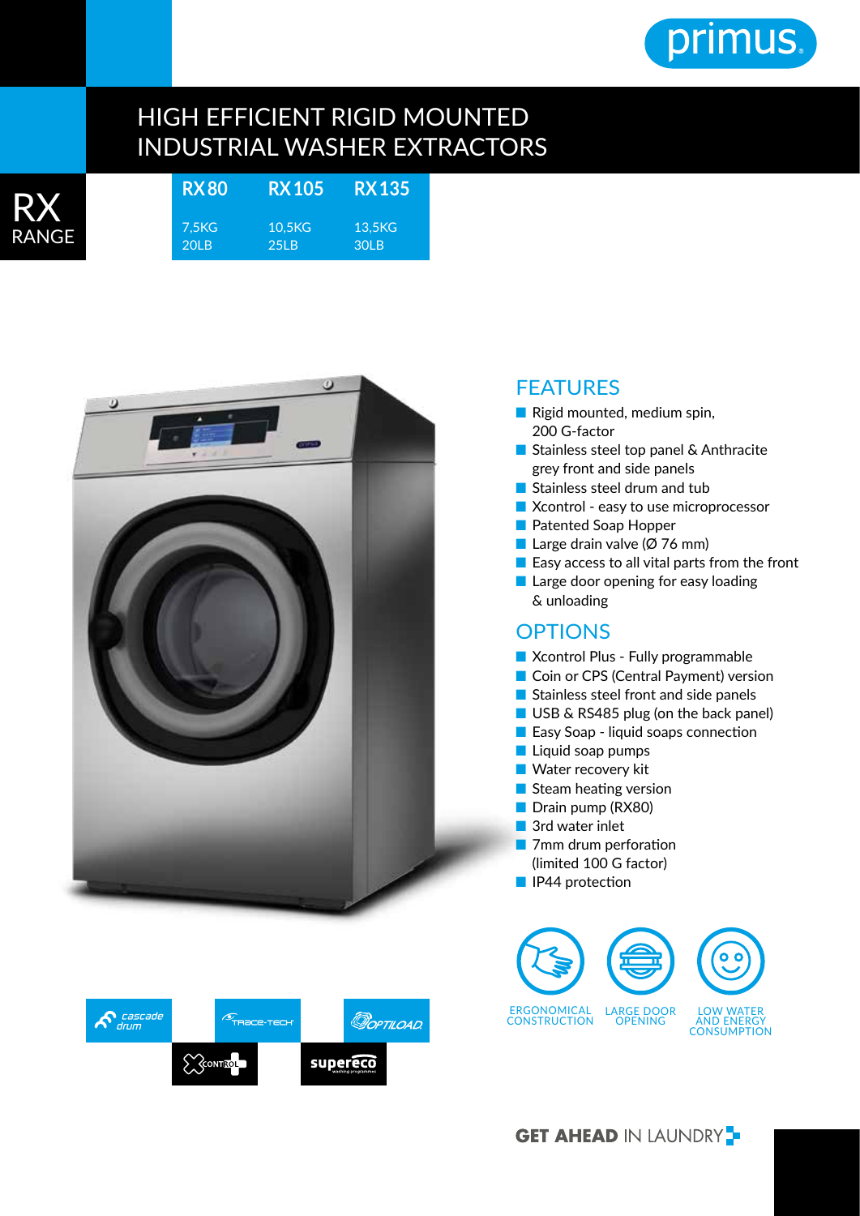primus.

# HIGH EFFICIENT RIGID MOUNTED INDUSTRIAL WASHER EXTRACTORS

## RX RANGE

| RX80 | RX105 | RX135 |
|---|---|---|
| 7,5KG 20LB | 10,5KG 25LB | 13,5KG 30LB |

## FEATURES

- Rigid mounted, medium spin, 200 G-factor
- Stainless steel top panel & Anthracite grey front and side panels
- Stainless steel drum and tub
- Xcontrol - easy to use microprocessor
- Patented Soap Hopper
- Large drain valve (Ø 76 mm)
- Easy access to all vital parts from the front
- Large door opening for easy loading & unloading

## OPTIONS

- Xcontrol Plus - Fully programmable
- Coin or CPS (Central Payment) version
- Stainless steel front and side panels
- USB & RS485 plug (on the back panel)
- Easy Soap - liquid soaps connection
- Liquid soap pumps
- Water recovery kit
- Steam heating version
- Drain pump (RX80)
- 3rd water inlet
- 7mm drum perforation (limited 100 G factor)
- IP44 protection

ERGONOMICAL CONSTRUCTION

LARGE DOOR OPENING

LOW WATER AND ENERGY CONSUMPTION

cascade drum

TRACE-TECH

OPTILOAD

XCONTROL

supereco

GET AHEAD IN LAUNDRY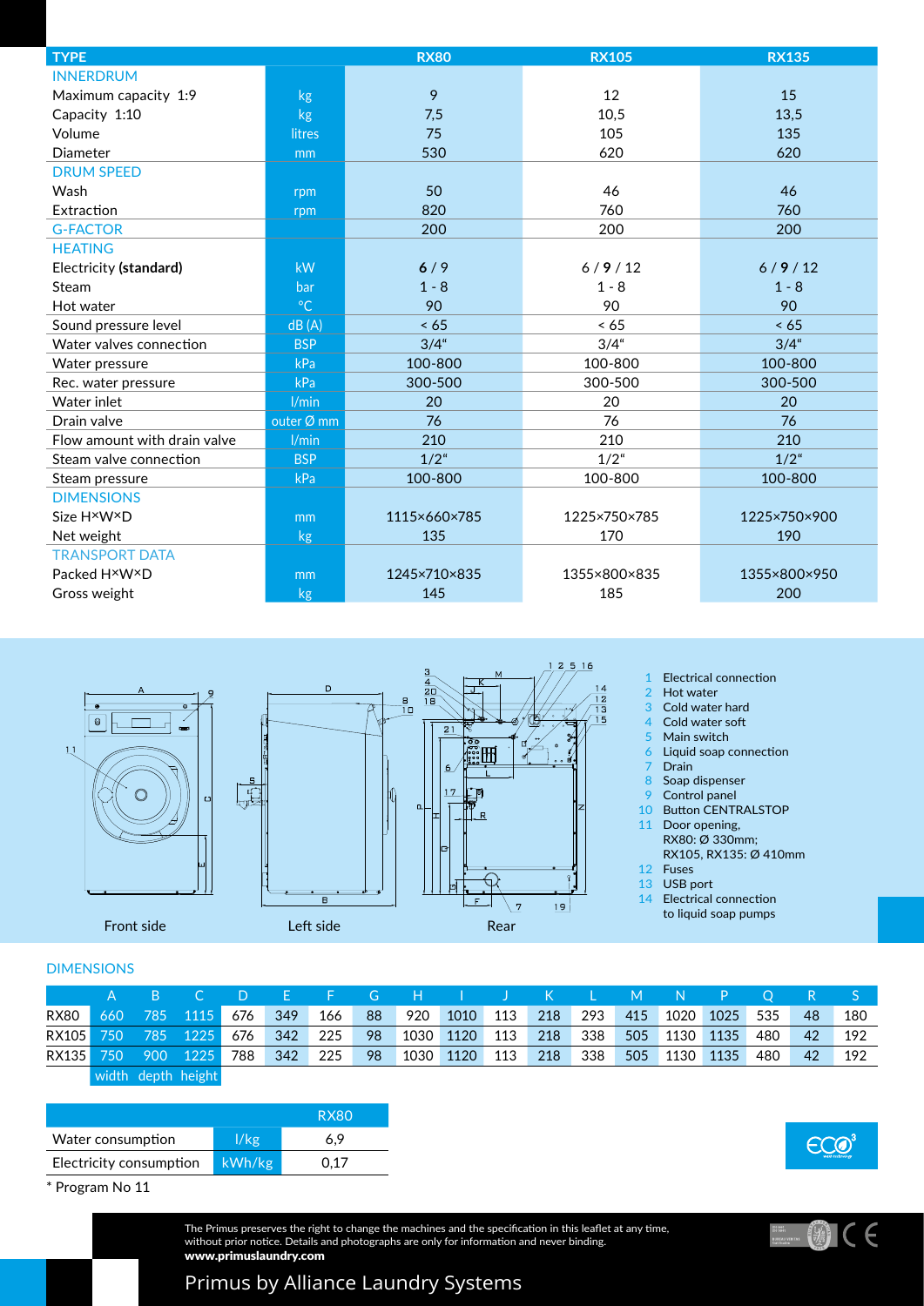| TYPE | | RX80 | RX105 | RX135 |
|---|---|---|---|---|
| **INNERDRUM** | | | | |
| Maximum capacity 1:9 | kg | 9 | 12 | 15 |
| Capacity 1:10 | kg | 7,5 | 10,5 | 13,5 |
| Volume | litres | 75 | 105 | 135 |
| Diameter | mm | 530 | 620 | 620 |
| **DRUM SPEED** | | | | |
| Wash | rpm | 50 | 46 | 46 |
| Extraction | rpm | 820 | 760 | 760 |
| **G-FACTOR** | | 200 | 200 | 200 |
| **HEATING** | | | | |
| Electricity **(standard)** | kW | **6** / 9 | 6 / **9** / 12 | 6 / **9** / 12 |
| Steam | bar | 1 - 8 | 1 - 8 | 1 - 8 |
| Hot water | °C | 90 | 90 | 90 |
| Sound pressure level | dB (A) | < 65 | < 65 | < 65 |
| Water valves connection | BSP | 3/4" | 3/4" | 3/4" |
| Water pressure | kPa | 100-800 | 100-800 | 100-800 |
| Rec. water pressure | kPa | 300-500 | 300-500 | 300-500 |
| Water inlet | l/min | 20 | 20 | 20 |
| Drain valve | outer Ø mm | 76 | 76 | 76 |
| Flow amount with drain valve | l/min | 210 | 210 | 210 |
| Steam valve connection | BSP | 1/2" | 1/2" | 1/2" |
| Steam pressure | kPa | 100-800 | 100-800 | 100-800 |
| **DIMENSIONS** | | | | |
| Size H×W×D | mm | 1115×660×785 | 1225×750×785 | 1225×750×900 |
| Net weight | kg | 135 | 170 | 190 |
| **TRANSPORT DATA** | | | | |
| Packed H×W×D | mm | 1245×710×835 | 1355×800×835 | 1355×800×950 |
| Gross weight | kg | 145 | 185 | 200 |

Front side

Left side

Rear

1. Electrical connection
2. Hot water
3. Cold water hard
4. Cold water soft
5. Main switch
6. Liquid soap connection
7. Drain
8. Soap dispenser
9. Control panel
10. Button CENTRALSTOP
11. Door opening, RX80: Ø 330mm; RX105, RX135: Ø 410mm
12. Fuses
13. USB port
14. Electrical connection to liquid soap pumps

## DIMENSIONS

| | A | B | C | D | E | F | G | H | I | J | K | L | M | N | P | Q | R | S |
|---|---|---|---|---|---|---|---|---|---|---|---|---|---|---|---|---|---|---|
| RX80 | 660 | 785 | 1115 | 676 | 349 | 166 | 88 | 920 | 1010 | 113 | 218 | 293 | 415 | 1020 | 1025 | 535 | 48 | 180 |
| RX105 | 750 | 785 | 1225 | 676 | 342 | 225 | 98 | 1030 | 1120 | 113 | 218 | 338 | 505 | 1130 | 1135 | 480 | 42 | 192 |
| RX135 | 750 | 900 | 1225 | 788 | 342 | 225 | 98 | 1030 | 1120 | 113 | 218 | 338 | 505 | 1130 | 1135 | 480 | 42 | 192 |
| | width | depth | height | | | | | | | | | | | | | | | |

| | | RX80 |
|---|---|---|
| Water consumption | l/kg | 6,9 |
| Electricity consumption | kWh/kg | 0,17 |

\* Program No 11

The Primus preserves the right to change the machines and the specification in this leaflet at any time, without prior notice. Details and photographs are only for information and never binding.
**www.primuslaundry.com**

Primus by Alliance Laundry Systems